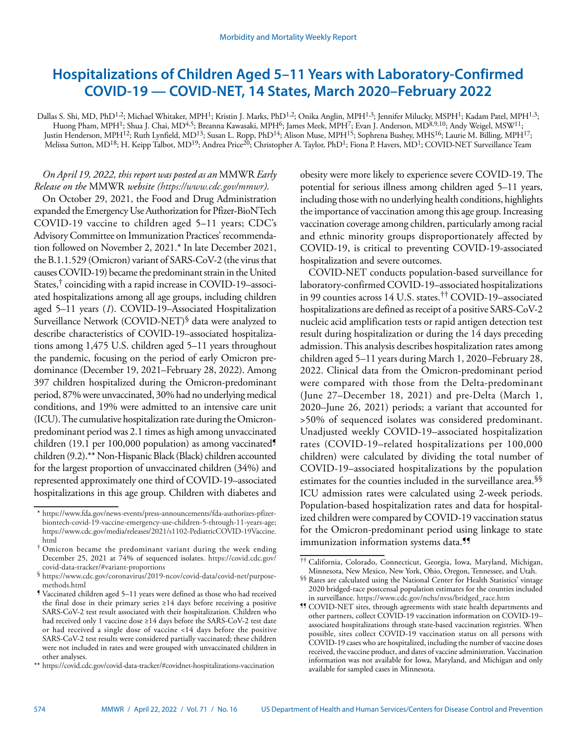# Hospitalizations of Children Aged 5–11 Years with Laboratory-Confirmed COVID-19 — COVID-NET, 14 States, March 2020–February 2022

Dallas S. Shi, MD, PhD[1,2]; Michael Whitaker, MPH[1]; Kristin J. Marks, PhD[1,2]; Onika Anglin, MPH[1,3]; Jennifer Milucky, MSPH[1]; Kadam Patel, MPH[1,3]; Huong Pham, MPH[1]; Shua J. Chai, MD[4,5]; Breanna Kawasaki, MPH[6]; James Meek, MPH[7]; Evan J. Anderson, MD[8,9,10]; Andy Weigel, MSW[11]; Justin Henderson, MPH[12]; Ruth Lynfield, MD[13]; Susan L. Ropp, PhD[14]; Alison Muse, MPH[15]; Sophrena Bushey, MHS[16]; Laurie M. Billing, MPH[17]; Melissa Sutton, MD[18]; H. Keipp Talbot, MD[19]; Andrea Price[20]; Christopher A. Taylor, PhD[1]; Fiona P. Havers, MD[1]; COVID-NET Surveillance Team

*On April 19, 2022, this report was posted as an* MMWR *Early Release on the* MMWR *website (https://www.cdc.gov/mmwr).*

On October 29, 2021, the Food and Drug Administration expanded the Emergency Use Authorization for Pfizer-BioNTech COVID-19 vaccine to children aged 5–11 years; CDC's Advisory Committee on Immunization Practices' recommendation followed on November 2, 2021.* In late December 2021, the B.1.1.529 (Omicron) variant of SARS-CoV-2 (the virus that causes COVID-19) became the predominant strain in the United States,[†] coinciding with a rapid increase in COVID-19–associated hospitalizations among all age groups, including children aged 5–11 years (*1*). COVID-19–Associated Hospitalization Surveillance Network (COVID-NET)[§] data were analyzed to describe characteristics of COVID-19–associated hospitalizations among 1,475 U.S. children aged 5–11 years throughout the pandemic, focusing on the period of early Omicron predominance (December 19, 2021–February 28, 2022). Among 397 children hospitalized during the Omicron-predominant period, 87% were unvaccinated, 30% had no underlying medical conditions, and 19% were admitted to an intensive care unit (ICU). The cumulative hospitalization rate during the Omicron-predominant period was 2.1 times as high among unvaccinated children (19.1 per 100,000 population) as among vaccinated[¶] children (9.2).** Non-Hispanic Black (Black) children accounted for the largest proportion of unvaccinated children (34%) and represented approximately one third of COVID-19–associated hospitalizations in this age group. Children with diabetes and obesity were more likely to experience severe COVID-19. The potential for serious illness among children aged 5–11 years, including those with no underlying health conditions, highlights the importance of vaccination among this age group. Increasing vaccination coverage among children, particularly among racial and ethnic minority groups disproportionately affected by COVID-19, is critical to preventing COVID-19-associated hospitalization and severe outcomes.

COVID-NET conducts population-based surveillance for laboratory-confirmed COVID-19–associated hospitalizations in 99 counties across 14 U.S. states.[††] COVID-19–associated hospitalizations are defined as receipt of a positive SARS-CoV-2 nucleic acid amplification tests or rapid antigen detection test result during hospitalization or during the 14 days preceding admission. This analysis describes hospitalization rates among children aged 5–11 years during March 1, 2020–February 28, 2022. Clinical data from the Omicron-predominant period were compared with those from the Delta-predominant (June 27–December 18, 2021) and pre-Delta (March 1, 2020–June 26, 2021) periods; a variant that accounted for >50% of sequenced isolates was considered predominant. Unadjusted weekly COVID-19–associated hospitalization rates (COVID-19–related hospitalizations per 100,000 children) were calculated by dividing the total number of COVID-19–associated hospitalizations by the population estimates for the counties included in the surveillance area.[§§] ICU admission rates were calculated using 2-week periods. Population-based hospitalization rates and data for hospitalized children were compared by COVID-19 vaccination status for the Omicron-predominant period using linkage to state immunization information systems data.[¶¶]

---

\* https://www.fda.gov/news-events/press-announcements/fda-authorizes-pfizer-biontech-covid-19-vaccine-emergency-use-children-5-through-11-years-age; https://www.cdc.gov/media/releases/2021/s1102-PediatricCOVID-19Vaccine.html

† Omicron became the predominant variant during the week ending December 25, 2021 at 74% of sequenced isolates. https://covid.cdc.gov/covid-data-tracker/#variant-proportions

§ https://www.cdc.gov/coronavirus/2019-ncov/covid-data/covid-net/purpose-methods.html

¶ Vaccinated children aged 5–11 years were defined as those who had received the final dose in their primary series ≥14 days before receiving a positive SARS-CoV-2 test result associated with their hospitalization. Children who had received only 1 vaccine dose ≥14 days before the SARS-CoV-2 test date or had received a single dose of vaccine <14 days before the positive SARS-CoV-2 test results were considered partially vaccinated; these children were not included in rates and were grouped with unvaccinated children in other analyses.

** https://covid.cdc.gov/covid-data-tracker/#covidnet-hospitalizations-vaccination

†† California, Colorado, Connecticut, Georgia, Iowa, Maryland, Michigan, Minnesota, New Mexico, New York, Ohio, Oregon, Tennessee, and Utah.

§§ Rates are calculated using the National Center for Health Statistics' vintage 2020 bridged-race postcensal population estimates for the counties included in surveillance. https://www.cdc.gov/nchs/nvss/bridged_race.htm

¶¶ COVID-NET sites, through agreements with state health departments and other partners, collect COVID-19 vaccination information on COVID-19–associated hospitalizations through state-based vaccination registries. When possible, sites collect COVID-19 vaccination status on all persons with COVID-19 cases who are hospitalized, including the number of vaccine doses received, the vaccine product, and dates of vaccine administration. Vaccination information was not available for Iowa, Maryland, and Michigan and only available for sampled cases in Minnesota.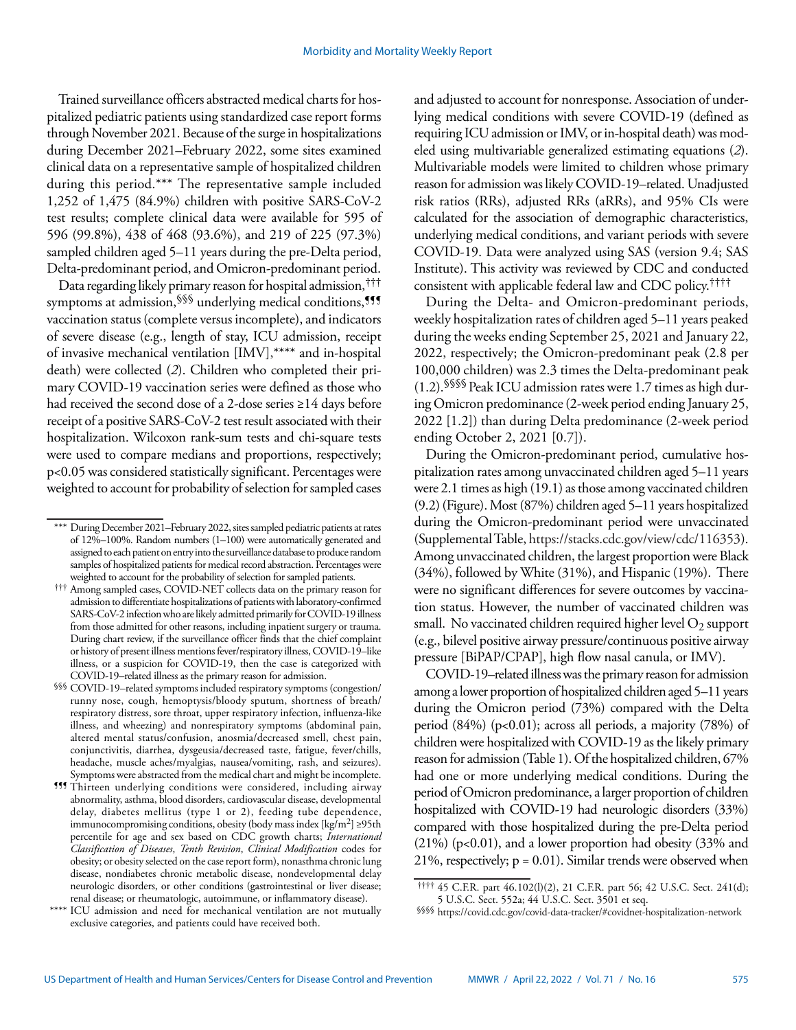Trained surveillance officers abstracted medical charts for hospitalized pediatric patients using standardized case report forms through November 2021. Because of the surge in hospitalizations during December 2021–February 2022, some sites examined clinical data on a representative sample of hospitalized children during this period.*** The representative sample included 1,252 of 1,475 (84.9%) children with positive SARS-CoV-2 test results; complete clinical data were available for 595 of 596 (99.8%), 438 of 468 (93.6%), and 219 of 225 (97.3%) sampled children aged 5–11 years during the pre-Delta period, Delta-predominant period, and Omicron-predominant period.

Data regarding likely primary reason for hospital admission,††† symptoms at admission,§§§ underlying medical conditions,¶¶¶ vaccination status (complete versus incomplete), and indicators of severe disease (e.g., length of stay, ICU admission, receipt of invasive mechanical ventilation [IMV],**** and in-hospital death) were collected (*2*). Children who completed their primary COVID-19 vaccination series were defined as those who had received the second dose of a 2-dose series ≥14 days before receipt of a positive SARS-CoV-2 test result associated with their hospitalization. Wilcoxon rank-sum tests and chi-square tests were used to compare medians and proportions, respectively; p<0.05 was considered statistically significant. Percentages were weighted to account for probability of selection for sampled cases and adjusted to account for nonresponse. Association of underlying medical conditions with severe COVID-19 (defined as requiring ICU admission or IMV, or in-hospital death) was modeled using multivariable generalized estimating equations (*2*). Multivariable models were limited to children whose primary reason for admission was likely COVID-19–related. Unadjusted risk ratios (RRs), adjusted RRs (aRRs), and 95% CIs were calculated for the association of demographic characteristics, underlying medical conditions, and variant periods with severe COVID-19. Data were analyzed using SAS (version 9.4; SAS Institute). This activity was reviewed by CDC and conducted consistent with applicable federal law and CDC policy.††††

During the Delta- and Omicron-predominant periods, weekly hospitalization rates of children aged 5–11 years peaked during the weeks ending September 25, 2021 and January 22, 2022, respectively; the Omicron-predominant peak (2.8 per 100,000 children) was 2.3 times the Delta-predominant peak (1.2).§§§§ Peak ICU admission rates were 1.7 times as high during Omicron predominance (2-week period ending January 25, 2022 [1.2]) than during Delta predominance (2-week period ending October 2, 2021 [0.7]).

During the Omicron-predominant period, cumulative hospitalization rates among unvaccinated children aged 5–11 years were 2.1 times as high (19.1) as those among vaccinated children (9.2) (Figure). Most (87%) children aged 5–11 years hospitalized during the Omicron-predominant period were unvaccinated (Supplemental Table, https://stacks.cdc.gov/view/cdc/116353). Among unvaccinated children, the largest proportion were Black (34%), followed by White (31%), and Hispanic (19%). There were no significant differences for severe outcomes by vaccination status. However, the number of vaccinated children was small. No vaccinated children required higher level $O_2$ support (e.g., bilevel positive airway pressure/continuous positive airway pressure [BiPAP/CPAP], high flow nasal canula, or IMV).

COVID-19–related illness was the primary reason for admission among a lower proportion of hospitalized children aged 5–11 years during the Omicron period (73%) compared with the Delta period (84%) (p<0.01); across all periods, a majority (78%) of children were hospitalized with COVID-19 as the likely primary reason for admission (Table 1). Of the hospitalized children, 67% had one or more underlying medical conditions. During the period of Omicron predominance, a larger proportion of children hospitalized with COVID-19 had neurologic disorders (33%) compared with those hospitalized during the pre-Delta period (21%) (p<0.01), and a lower proportion had obesity (33% and 21%, respectively; p = 0.01). Similar trends were observed when

---

*** During December 2021–February 2022, sites sampled pediatric patients at rates of 12%–100%. Random numbers (1–100) were automatically generated and assigned to each patient on entry into the surveillance database to produce random samples of hospitalized patients for medical record abstraction. Percentages were weighted to account for the probability of selection for sampled patients.

††† Among sampled cases, COVID-NET collects data on the primary reason for admission to differentiate hospitalizations of patients with laboratory-confirmed SARS-CoV-2 infection who are likely admitted primarily for COVID-19 illness from those admitted for other reasons, including inpatient surgery or trauma. During chart review, if the surveillance officer finds that the chief complaint or history of present illness mentions fever/respiratory illness, COVID-19–like illness, or a suspicion for COVID-19, then the case is categorized with COVID-19–related illness as the primary reason for admission.

§§§ COVID-19–related symptoms included respiratory symptoms (congestion/runny nose, cough, hemoptysis/bloody sputum, shortness of breath/respiratory distress, sore throat, upper respiratory infection, influenza-like illness, and wheezing) and nonrespiratory symptoms (abdominal pain, altered mental status/confusion, anosmia/decreased smell, chest pain, conjunctivitis, diarrhea, dysgeusia/decreased taste, fatigue, fever/chills, headache, muscle aches/myalgias, nausea/vomiting, rash, and seizures). Symptoms were abstracted from the medical chart and might be incomplete.

¶¶¶ Thirteen underlying conditions were considered, including airway abnormality, asthma, blood disorders, cardiovascular disease, developmental delay, diabetes mellitus (type 1 or 2), feeding tube dependence, immunocompromising conditions, obesity (body mass index [kg/m$^2$] ≥95th percentile for age and sex based on CDC growth charts; *International Classification of Diseases*, *Tenth Revision*, *Clinical Modification* codes for obesity; or obesity selected on the case report form), nonasthma chronic lung disease, nondiabetes chronic metabolic disease, nondevelopmental delay neurologic disorders, or other conditions (gastrointestinal or liver disease; renal disease; or rheumatologic, autoimmune, or inflammatory disease).

**** ICU admission and need for mechanical ventilation are not mutually exclusive categories, and patients could have received both.

†††† 45 C.F.R. part 46.102(l)(2), 21 C.F.R. part 56; 42 U.S.C. Sect. 241(d); 5 U.S.C. Sect. 552a; 44 U.S.C. Sect. 3501 et seq.

§§§§ https://covid.cdc.gov/covid-data-tracker/#covidnet-hospitalization-network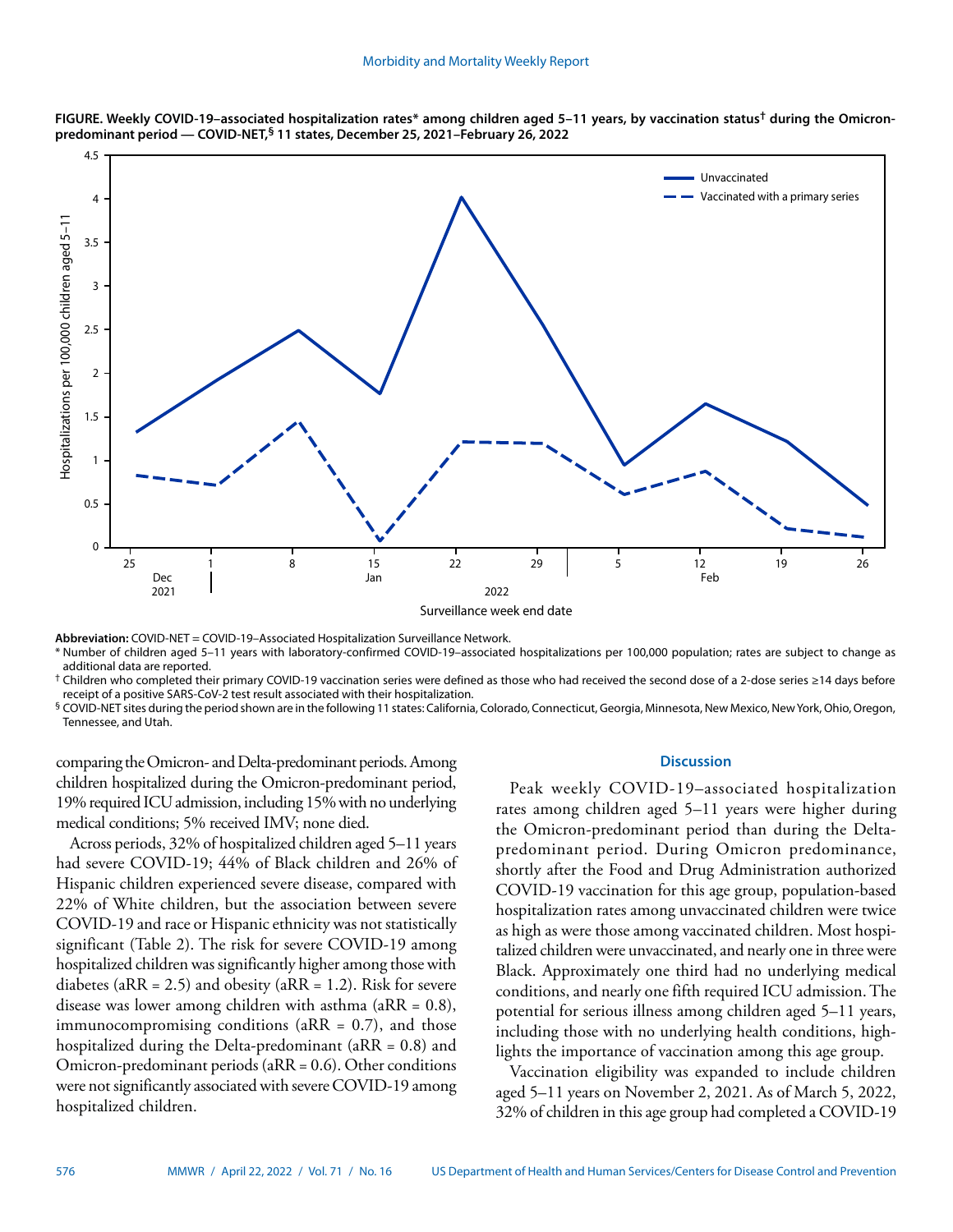**FIGURE. Weekly COVID-19–associated hospitalization rates* among children aged 5–11 years, by vaccination status† during the Omicron-predominant period — COVID-NET,§ 11 states, December 25, 2021–February 26, 2022**

**Abbreviation:** COVID-NET = COVID-19–Associated Hospitalization Surveillance Network.

\* Number of children aged 5–11 years with laboratory-confirmed COVID-19–associated hospitalizations per 100,000 population; rates are subject to change as additional data are reported.

† Children who completed their primary COVID-19 vaccination series were defined as those who had received the second dose of a 2-dose series ≥14 days before receipt of a positive SARS-CoV-2 test result associated with their hospitalization.

§ COVID-NET sites during the period shown are in the following 11 states: California, Colorado, Connecticut, Georgia, Minnesota, New Mexico, New York, Ohio, Oregon, Tennessee, and Utah.

comparing the Omicron- and Delta-predominant periods. Among children hospitalized during the Omicron-predominant period, 19% required ICU admission, including 15% with no underlying medical conditions; 5% received IMV; none died.

Across periods, 32% of hospitalized children aged 5–11 years had severe COVID-19; 44% of Black children and 26% of Hispanic children experienced severe disease, compared with 22% of White children, but the association between severe COVID-19 and race or Hispanic ethnicity was not statistically significant (Table 2). The risk for severe COVID-19 among hospitalized children was significantly higher among those with diabetes (aRR = 2.5) and obesity (aRR = 1.2). Risk for severe disease was lower among children with asthma (aRR = 0.8), immunocompromising conditions (aRR = 0.7), and those hospitalized during the Delta-predominant (aRR = 0.8) and Omicron-predominant periods (aRR = 0.6). Other conditions were not significantly associated with severe COVID-19 among hospitalized children.

## Discussion

Peak weekly COVID-19–associated hospitalization rates among children aged 5–11 years were higher during the Omicron-predominant period than during the Delta-predominant period. During Omicron predominance, shortly after the Food and Drug Administration authorized COVID-19 vaccination for this age group, population-based hospitalization rates among unvaccinated children were twice as high as were those among vaccinated children. Most hospitalized children were unvaccinated, and nearly one in three were Black. Approximately one third had no underlying medical conditions, and nearly one fifth required ICU admission. The potential for serious illness among children aged 5–11 years, including those with no underlying health conditions, highlights the importance of vaccination among this age group.

Vaccination eligibility was expanded to include children aged 5–11 years on November 2, 2021. As of March 5, 2022, 32% of children in this age group had completed a COVID-19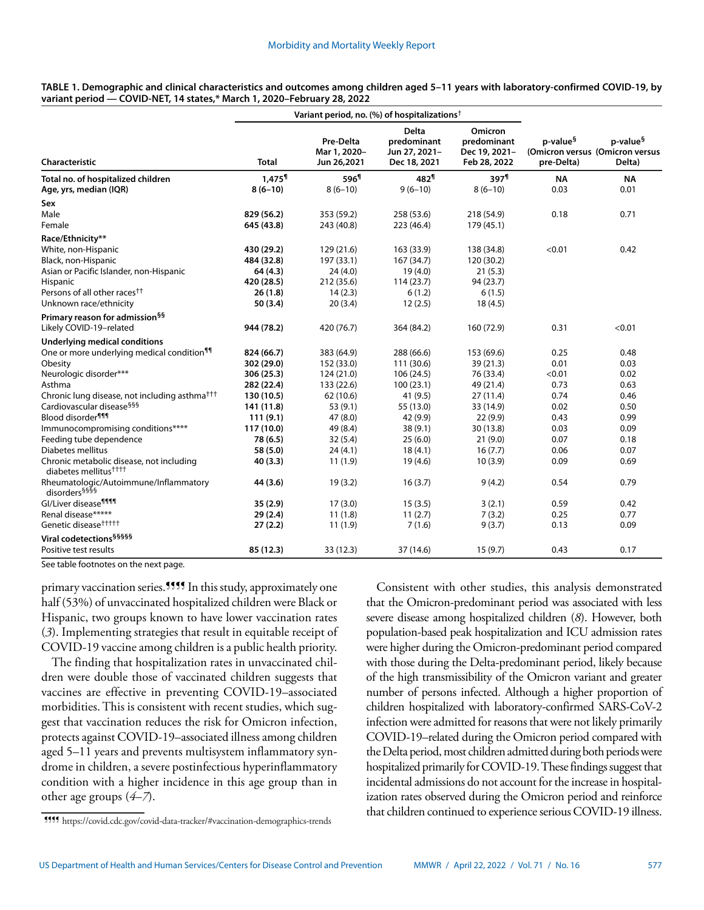**TABLE 1. Demographic and clinical characteristics and outcomes among children aged 5–11 years with laboratory-confirmed COVID-19, by variant period — COVID-NET, 14 states,* March 1, 2020–February 28, 2022**

| Characteristic | Variant period, no. (%) of hospitalizations† | | | | p-value§ (Omicron versus pre-Delta) | p-value§ (Omicron versus Delta) |
|---|---|---|---|---|---|---|
| | Total | Pre-Delta Mar 1, 2020–Jun 26,2021 | Delta predominant Jun 27, 2021–Dec 18, 2021 | Omicron predominant Dec 19, 2021–Feb 28, 2022 | | |
| **Total no. of hospitalized children** | **1,475¶** | 596¶ | 482¶ | 397¶ | NA | NA |
| **Age, yrs, median (IQR)** | **8 (6–10)** | 8 (6–10) | 9 (6–10) | 8 (6–10) | 0.03 | 0.01 |
| **Sex** | | | | | | |
| Male | **829 (56.2)** | 353 (59.2) | 258 (53.6) | 218 (54.9) | 0.18 | 0.71 |
| Female | **645 (43.8)** | 243 (40.8) | 223 (46.4) | 179 (45.1) | | |
| **Race/Ethnicity**** | | | | | | |
| White, non-Hispanic | **430 (29.2)** | 129 (21.6) | 163 (33.9) | 138 (34.8) | <0.01 | 0.42 |
| Black, non-Hispanic | **484 (32.8)** | 197 (33.1) | 167 (34.7) | 120 (30.2) | | |
| Asian or Pacific Islander, non-Hispanic | **64 (4.3)** | 24 (4.0) | 19 (4.0) | 21 (5.3) | | |
| Hispanic | **420 (28.5)** | 212 (35.6) | 114 (23.7) | 94 (23.7) | | |
| Persons of all other races†† | **26 (1.8)** | 14 (2.3) | 6 (1.2) | 6 (1.5) | | |
| Unknown race/ethnicity | **50 (3.4)** | 20 (3.4) | 12 (2.5) | 18 (4.5) | | |
| **Primary reason for admission§§** | | | | | | |
| Likely COVID-19–related | **944 (78.2)** | 420 (76.7) | 364 (84.2) | 160 (72.9) | 0.31 | <0.01 |
| **Underlying medical conditions** | | | | | | |
| One or more underlying medical condition¶¶ | **824 (66.7)** | 383 (64.9) | 288 (66.6) | 153 (69.6) | 0.25 | 0.48 |
| Obesity | **302 (29.0)** | 152 (33.0) | 111 (30.6) | 39 (21.3) | 0.01 | 0.03 |
| Neurologic disorder*** | **306 (25.3)** | 124 (21.0) | 106 (24.5) | 76 (33.4) | <0.01 | 0.02 |
| Asthma | **282 (22.4)** | 133 (22.6) | 100 (23.1) | 49 (21.4) | 0.73 | 0.63 |
| Chronic lung disease, not including asthma††† | **130 (10.5)** | 62 (10.6) | 41 (9.5) | 27 (11.4) | 0.74 | 0.46 |
| Cardiovascular disease§§§ | **141 (11.8)** | 53 (9.1) | 55 (13.0) | 33 (14.9) | 0.02 | 0.50 |
| Blood disorder¶¶¶ | **111 (9.1)** | 47 (8.0) | 42 (9.9) | 22 (9.9) | 0.43 | 0.99 |
| Immunocompromising conditions**** | **117 (10.0)** | 49 (8.4) | 38 (9.1) | 30 (13.8) | 0.03 | 0.09 |
| Feeding tube dependence | **78 (6.5)** | 32 (5.4) | 25 (6.0) | 21 (9.0) | 0.07 | 0.18 |
| Diabetes mellitus | **58 (5.0)** | 24 (4.1) | 18 (4.1) | 16 (7.7) | 0.06 | 0.07 |
| Chronic metabolic disease, not including diabetes mellitus†††† | **40 (3.3)** | 11 (1.9) | 19 (4.6) | 10 (3.9) | 0.09 | 0.69 |
| Rheumatologic/Autoimmune/Inflammatory disorders§§§§ | **44 (3.6)** | 19 (3.2) | 16 (3.7) | 9 (4.2) | 0.54 | 0.79 |
| GI/Liver disease¶¶¶¶ | **35 (2.9)** | 17 (3.0) | 15 (3.5) | 3 (2.1) | 0.59 | 0.42 |
| Renal disease***** | **29 (2.4)** | 11 (1.8) | 11 (2.7) | 7 (3.2) | 0.25 | 0.77 |
| Genetic disease††††† | **27 (2.2)** | 11 (1.9) | 7 (1.6) | 9 (3.7) | 0.13 | 0.09 |
| **Viral codetections§§§§§** | | | | | | |
| Positive test results | **85 (12.3)** | 33 (12.3) | 37 (14.6) | 15 (9.7) | 0.43 | 0.17 |

See table footnotes on the next page.

primary vaccination series.¶¶¶¶ In this study, approximately one half (53%) of unvaccinated hospitalized children were Black or Hispanic, two groups known to have lower vaccination rates (*3*). Implementing strategies that result in equitable receipt of COVID-19 vaccine among children is a public health priority.

The finding that hospitalization rates in unvaccinated children were double those of vaccinated children suggests that vaccines are effective in preventing COVID-19–associated morbidities. This is consistent with recent studies, which suggest that vaccination reduces the risk for Omicron infection, protects against COVID-19–associated illness among children aged 5–11 years and prevents multisystem inflammatory syndrome in children, a severe postinfectious hyperinflammatory condition with a higher incidence in this age group than in other age groups (*4*–*7*).

Consistent with other studies, this analysis demonstrated that the Omicron-predominant period was associated with less severe disease among hospitalized children (*8*). However, both population-based peak hospitalization and ICU admission rates were higher during the Omicron-predominant period compared with those during the Delta-predominant period, likely because of the high transmissibility of the Omicron variant and greater number of persons infected. Although a higher proportion of children hospitalized with laboratory-confirmed SARS-CoV-2 infection were admitted for reasons that were not likely primarily COVID-19–related during the Omicron period compared with the Delta period, most children admitted during both periods were hospitalized primarily for COVID-19. These findings suggest that incidental admissions do not account for the increase in hospitalization rates observed during the Omicron period and reinforce that children continued to experience serious COVID-19 illness.

¶¶¶¶ https://covid.cdc.gov/covid-data-tracker/#vaccination-demographics-trends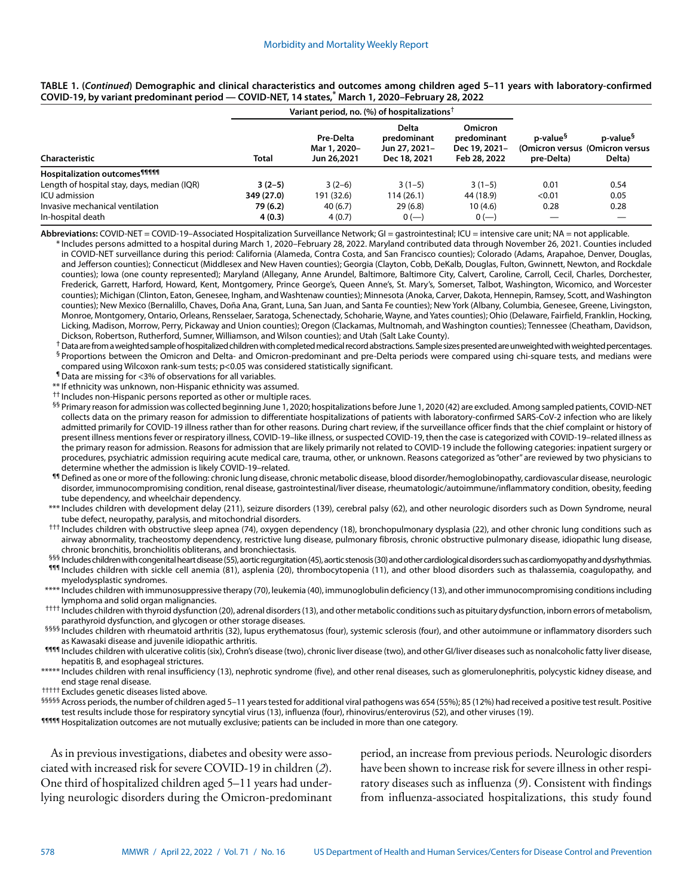**TABLE 1. (*Continued*) Demographic and clinical characteristics and outcomes among children aged 5–11 years with laboratory-confirmed COVID-19, by variant predominant period — COVID-NET, 14 states,* March 1, 2020–February 28, 2022**

| Characteristic | Variant period, no. (%) of hospitalizations† | | | | p-value§ (Omicron versus pre-Delta) | p-value§ (Omicron versus Delta) |
|---|---|---|---|---|---|---|
| | Total | Pre-Delta Mar 1, 2020–Jun 26,2021 | Delta predominant Jun 27, 2021–Dec 18, 2021 | Omicron predominant Dec 19, 2021–Feb 28, 2022 | | |
| **Hospitalization outcomes¶¶¶¶¶** | | | | | | |
| Length of hospital stay, days, median (IQR) | **3 (2–5)** | 3 (2–6) | 3 (1–5) | 3 (1–5) | 0.01 | 0.54 |
| ICU admission | **349 (27.0)** | 191 (32.6) | 114 (26.1) | 44 (18.9) | <0.01 | 0.05 |
| Invasive mechanical ventilation | **79 (6.2)** | 40 (6.7) | 29 (6.8) | 10 (4.6) | 0.28 | 0.28 |
| In-hospital death | **4 (0.3)** | 4 (0.7) | 0 (—) | 0 (—) | — | — |

**Abbreviations:** COVID-NET = COVID-19–Associated Hospitalization Surveillance Network; GI = gastrointestinal; ICU = intensive care unit; NA = not applicable.

\* Includes persons admitted to a hospital during March 1, 2020–February 28, 2022. Maryland contributed data through November 26, 2021. Counties included in COVID-NET surveillance during this period: California (Alameda, Contra Costa, and San Francisco counties); Colorado (Adams, Arapahoe, Denver, Douglas, and Jefferson counties); Connecticut (Middlesex and New Haven counties); Georgia (Clayton, Cobb, DeKalb, Douglas, Fulton, Gwinnett, Newton, and Rockdale counties); Iowa (one county represented); Maryland (Allegany, Anne Arundel, Baltimore, Baltimore City, Calvert, Caroline, Carroll, Cecil, Charles, Dorchester, Frederick, Garrett, Harford, Howard, Kent, Montgomery, Prince George's, Queen Anne's, St. Mary's, Somerset, Talbot, Washington, Wicomico, and Worcester counties); Michigan (Clinton, Eaton, Genesee, Ingham, and Washtenaw counties); Minnesota (Anoka, Carver, Dakota, Hennepin, Ramsey, Scott, and Washington counties); New Mexico (Bernalillo, Chaves, Doña Ana, Grant, Luna, San Juan, and Santa Fe counties); New York (Albany, Columbia, Genesee, Greene, Livingston, Monroe, Montgomery, Ontario, Orleans, Rensselaer, Saratoga, Schenectady, Schoharie, Wayne, and Yates counties); Ohio (Delaware, Fairfield, Franklin, Hocking, Licking, Madison, Morrow, Perry, Pickaway and Union counties); Oregon (Clackamas, Multnomah, and Washington counties); Tennessee (Cheatham, Davidson, Dickson, Robertson, Rutherford, Sumner, Williamson, and Wilson counties); and Utah (Salt Lake County).

† Data are from a weighted sample of hospitalized children with completed medical record abstractions. Sample sizes presented are unweighted with weighted percentages.

§ Proportions between the Omicron and Delta- and Omicron-predominant and pre-Delta periods were compared using chi-square tests, and medians were compared using Wilcoxon rank-sum tests; p<0.05 was considered statistically significant.

¶ Data are missing for <3% of observations for all variables.

\** If ethnicity was unknown, non-Hispanic ethnicity was assumed.

†† Includes non-Hispanic persons reported as other or multiple races.

§§ Primary reason for admission was collected beginning June 1, 2020; hospitalizations before June 1, 2020 (42) are excluded. Among sampled patients, COVID-NET collects data on the primary reason for admission to differentiate hospitalizations of patients with laboratory-confirmed SARS-CoV-2 infection who are likely admitted primarily for COVID-19 illness rather than for other reasons. During chart review, if the surveillance officer finds that the chief complaint or history of present illness mentions fever or respiratory illness, COVID-19–like illness, or suspected COVID-19, then the case is categorized with COVID-19–related illness as the primary reason for admission. Reasons for admission that are likely primarily not related to COVID-19 include the following categories: inpatient surgery or procedures, psychiatric admission requiring acute medical care, trauma, other, or unknown. Reasons categorized as "other" are reviewed by two physicians to determine whether the admission is likely COVID-19–related.

¶¶ Defined as one or more of the following: chronic lung disease, chronic metabolic disease, blood disorder/hemoglobinopathy, cardiovascular disease, neurologic disorder, immunocompromising condition, renal disease, gastrointestinal/liver disease, rheumatologic/autoimmune/inflammatory condition, obesity, feeding tube dependency, and wheelchair dependency.

\*** Includes children with development delay (211), seizure disorders (139), cerebral palsy (62), and other neurologic disorders such as Down Syndrome, neural tube defect, neuropathy, paralysis, and mitochondrial disorders.

††† Includes children with obstructive sleep apnea (74), oxygen dependency (18), bronchopulmonary dysplasia (22), and other chronic lung conditions such as airway abnormality, tracheostomy dependency, restrictive lung disease, pulmonary fibrosis, chronic obstructive pulmonary disease, idiopathic lung disease, chronic bronchitis, bronchiolitis obliterans, and bronchiectasis.

§§§ Includes children with congenital heart disease (55), aortic regurgitation (45), aortic stenosis (30) and other cardiological disorders such as cardiomyopathy and dysrhythmias.

¶¶¶ Includes children with sickle cell anemia (81), asplenia (20), thrombocytopenia (11), and other blood disorders such as thalassemia, coagulopathy, and myelodysplastic syndromes.

\**** Includes children with immunosuppressive therapy (70), leukemia (40), immunoglobulin deficiency (13), and other immunocompromising conditions including lymphoma and solid organ malignancies.

†††† Includes children with thyroid dysfunction (20), adrenal disorders (13), and other metabolic conditions such as pituitary dysfunction, inborn errors of metabolism, parathyroid dysfunction, and glycogen or other storage diseases.

§§§§ Includes children with rheumatoid arthritis (32), lupus erythematosus (four), systemic sclerosis (four), and other autoimmune or inflammatory disorders such as Kawasaki disease and juvenile idiopathic arthritis.

¶¶¶¶ Includes children with ulcerative colitis (six), Crohn's disease (two), chronic liver disease (two), and other GI/liver diseases such as nonalcoholic fatty liver disease, hepatitis B, and esophageal strictures.

\***** Includes children with renal insufficiency (13), nephrotic syndrome (five), and other renal diseases, such as glomerulonephritis, polycystic kidney disease, and end stage renal disease.

††††† Excludes genetic diseases listed above.

§§§§§ Across periods, the number of children aged 5–11 years tested for additional viral pathogens was 654 (55%); 85 (12%) had received a positive test result. Positive test results include those for respiratory syncytial virus (13), influenza (four), rhinovirus/enterovirus (52), and other viruses (19).

¶¶¶¶¶ Hospitalization outcomes are not mutually exclusive; patients can be included in more than one category.

As in previous investigations, diabetes and obesity were associated with increased risk for severe COVID-19 in children (*2*). One third of hospitalized children aged 5–11 years had underlying neurologic disorders during the Omicron-predominant period, an increase from previous periods. Neurologic disorders have been shown to increase risk for severe illness in other respiratory diseases such as influenza (*9*). Consistent with findings from influenza-associated hospitalizations, this study found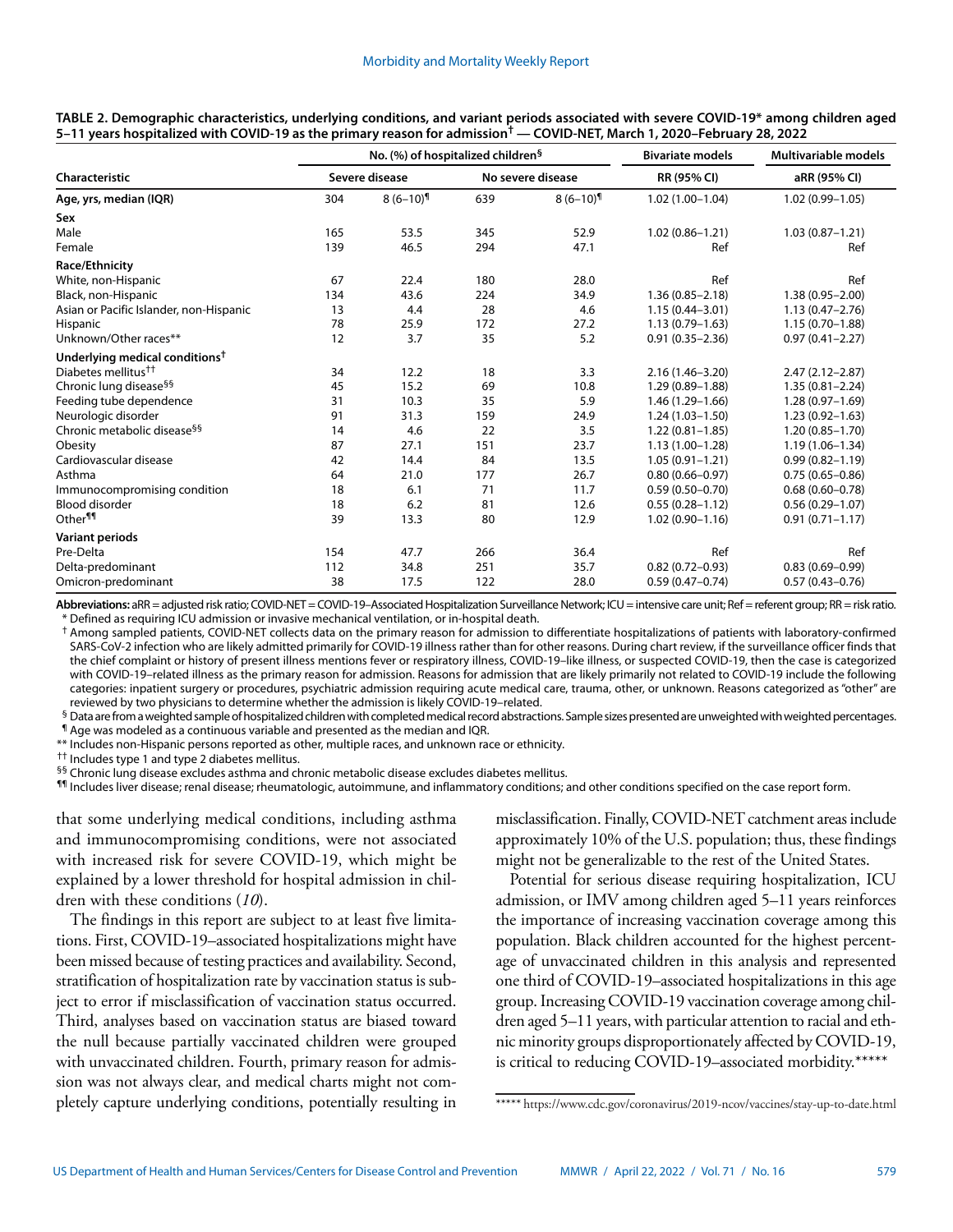**TABLE 2. Demographic characteristics, underlying conditions, and variant periods associated with severe COVID-19* among children aged 5–11 years hospitalized with COVID-19 as the primary reason for admission† — COVID-NET, March 1, 2020–February 28, 2022**

| Characteristic | No. (%) of hospitalized children§ | | | | Bivariate models | Multivariable models |
|---|---|---|---|---|---|---|
| | Severe disease | | No severe disease | | RR (95% CI) | aRR (95% CI) |
| **Age, yrs, median (IQR)** | 304 | 8 (6–10)¶ | 639 | 8 (6–10)¶ | 1.02 (1.00–1.04) | 1.02 (0.99–1.05) |
| **Sex** | | | | | | |
| Male | 165 | 53.5 | 345 | 52.9 | 1.02 (0.86–1.21) | 1.03 (0.87–1.21) |
| Female | 139 | 46.5 | 294 | 47.1 | Ref | Ref |
| **Race/Ethnicity** | | | | | | |
| White, non-Hispanic | 67 | 22.4 | 180 | 28.0 | Ref | Ref |
| Black, non-Hispanic | 134 | 43.6 | 224 | 34.9 | 1.36 (0.85–2.18) | 1.38 (0.95–2.00) |
| Asian or Pacific Islander, non-Hispanic | 13 | 4.4 | 28 | 4.6 | 1.15 (0.44–3.01) | 1.13 (0.47–2.76) |
| Hispanic | 78 | 25.9 | 172 | 27.2 | 1.13 (0.79–1.63) | 1.15 (0.70–1.88) |
| Unknown/Other races** | 12 | 3.7 | 35 | 5.2 | 0.91 (0.35–2.36) | 0.97 (0.41–2.27) |
| **Underlying medical conditions†** | | | | | | |
| Diabetes mellitus†† | 34 | 12.2 | 18 | 3.3 | 2.16 (1.46–3.20) | 2.47 (2.12–2.87) |
| Chronic lung disease§§ | 45 | 15.2 | 69 | 10.8 | 1.29 (0.89–1.88) | 1.35 (0.81–2.24) |
| Feeding tube dependence | 31 | 10.3 | 35 | 5.9 | 1.46 (1.29–1.66) | 1.28 (0.97–1.69) |
| Neurologic disorder | 91 | 31.3 | 159 | 24.9 | 1.24 (1.03–1.50) | 1.23 (0.92–1.63) |
| Chronic metabolic disease§§ | 14 | 4.6 | 22 | 3.5 | 1.22 (0.81–1.85) | 1.20 (0.85–1.70) |
| Obesity | 87 | 27.1 | 151 | 23.7 | 1.13 (1.00–1.28) | 1.19 (1.06–1.34) |
| Cardiovascular disease | 42 | 14.4 | 84 | 13.5 | 1.05 (0.91–1.21) | 0.99 (0.82–1.19) |
| Asthma | 64 | 21.0 | 177 | 26.7 | 0.80 (0.66–0.97) | 0.75 (0.65–0.86) |
| Immunocompromising condition | 18 | 6.1 | 71 | 11.7 | 0.59 (0.50–0.70) | 0.68 (0.60–0.78) |
| Blood disorder | 18 | 6.2 | 81 | 12.6 | 0.55 (0.28–1.12) | 0.56 (0.29–1.07) |
| Other¶¶ | 39 | 13.3 | 80 | 12.9 | 1.02 (0.90–1.16) | 0.91 (0.71–1.17) |
| **Variant periods** | | | | | | |
| Pre-Delta | 154 | 47.7 | 266 | 36.4 | Ref | Ref |
| Delta-predominant | 112 | 34.8 | 251 | 35.7 | 0.82 (0.72–0.93) | 0.83 (0.69–0.99) |
| Omicron-predominant | 38 | 17.5 | 122 | 28.0 | 0.59 (0.47–0.74) | 0.57 (0.43–0.76) |

**Abbreviations:** aRR = adjusted risk ratio; COVID-NET = COVID-19–Associated Hospitalization Surveillance Network; ICU = intensive care unit; Ref = referent group; RR = risk ratio.

\* Defined as requiring ICU admission or invasive mechanical ventilation, or in-hospital death.

† Among sampled patients, COVID-NET collects data on the primary reason for admission to differentiate hospitalizations of patients with laboratory-confirmed SARS-CoV-2 infection who are likely admitted primarily for COVID-19 illness rather than for other reasons. During chart review, if the surveillance officer finds that the chief complaint or history of present illness mentions fever or respiratory illness, COVID-19–like illness, or suspected COVID-19, then the case is categorized with COVID-19–related illness as the primary reason for admission. Reasons for admission that are likely primarily not related to COVID-19 include the following categories: inpatient surgery or procedures, psychiatric admission requiring acute medical care, trauma, other, or unknown. Reasons categorized as "other" are reviewed by two physicians to determine whether the admission is likely COVID-19–related.

§ Data are from a weighted sample of hospitalized children with completed medical record abstractions. Sample sizes presented are unweighted with weighted percentages.

¶ Age was modeled as a continuous variable and presented as the median and IQR.

** Includes non-Hispanic persons reported as other, multiple races, and unknown race or ethnicity.

†† Includes type 1 and type 2 diabetes mellitus.

§§ Chronic lung disease excludes asthma and chronic metabolic disease excludes diabetes mellitus.

¶¶ Includes liver disease; renal disease; rheumatologic, autoimmune, and inflammatory conditions; and other conditions specified on the case report form.

that some underlying medical conditions, including asthma and immunocompromising conditions, were not associated with increased risk for severe COVID-19, which might be explained by a lower threshold for hospital admission in children with these conditions (*10*).

The findings in this report are subject to at least five limitations. First, COVID-19–associated hospitalizations might have been missed because of testing practices and availability. Second, stratification of hospitalization rate by vaccination status is subject to error if misclassification of vaccination status occurred. Third, analyses based on vaccination status are biased toward the null because partially vaccinated children were grouped with unvaccinated children. Fourth, primary reason for admission was not always clear, and medical charts might not completely capture underlying conditions, potentially resulting in misclassification. Finally, COVID-NET catchment areas include approximately 10% of the U.S. population; thus, these findings might not be generalizable to the rest of the United States.

Potential for serious disease requiring hospitalization, ICU admission, or IMV among children aged 5–11 years reinforces the importance of increasing vaccination coverage among this population. Black children accounted for the highest percentage of unvaccinated children in this analysis and represented one third of COVID-19–associated hospitalizations in this age group. Increasing COVID-19 vaccination coverage among children aged 5–11 years, with particular attention to racial and ethnic minority groups disproportionately affected by COVID-19, is critical to reducing COVID-19–associated morbidity.*****

***** https://www.cdc.gov/coronavirus/2019-ncov/vaccines/stay-up-to-date.html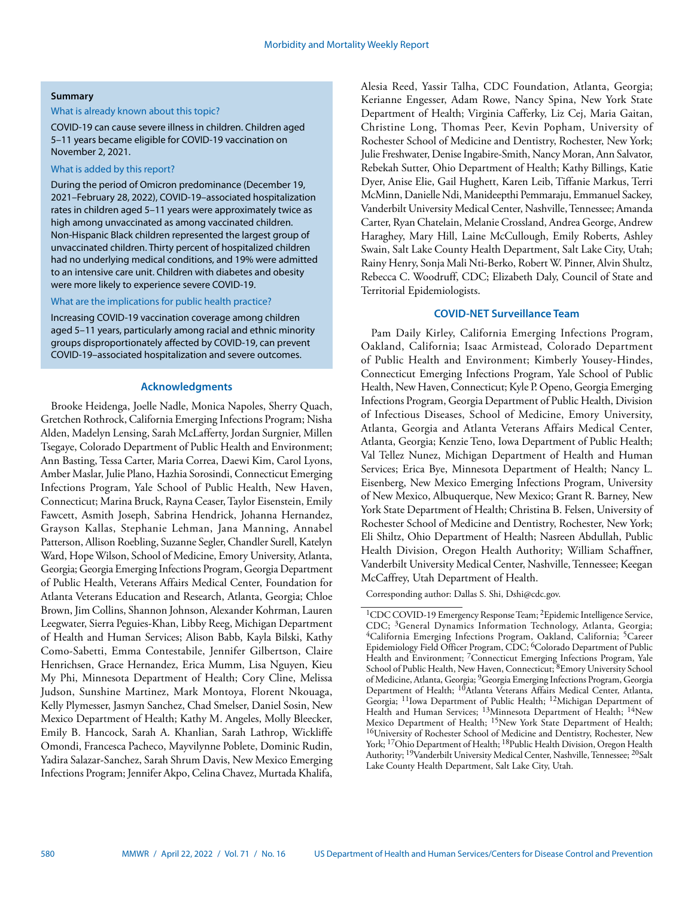**Summary**

What is already known about this topic?

COVID-19 can cause severe illness in children. Children aged 5–11 years became eligible for COVID-19 vaccination on November 2, 2021.

What is added by this report?

During the period of Omicron predominance (December 19, 2021–February 28, 2022), COVID-19–associated hospitalization rates in children aged 5–11 years were approximately twice as high among unvaccinated as among vaccinated children. Non-Hispanic Black children represented the largest group of unvaccinated children. Thirty percent of hospitalized children had no underlying medical conditions, and 19% were admitted to an intensive care unit. Children with diabetes and obesity were more likely to experience severe COVID-19.

What are the implications for public health practice?

Increasing COVID-19 vaccination coverage among children aged 5–11 years, particularly among racial and ethnic minority groups disproportionately affected by COVID-19, can prevent COVID-19–associated hospitalization and severe outcomes.

## Acknowledgments

Brooke Heidenga, Joelle Nadle, Monica Napoles, Sherry Quach, Gretchen Rothrock, California Emerging Infections Program; Nisha Alden, Madelyn Lensing, Sarah McLafferty, Jordan Surgnier, Millen Tsegaye, Colorado Department of Public Health and Environment; Ann Basting, Tessa Carter, Maria Correa, Daewi Kim, Carol Lyons, Amber Maslar, Julie Plano, Hazhia Sorosindi, Connecticut Emerging Infections Program, Yale School of Public Health, New Haven, Connecticut; Marina Bruck, Rayna Ceaser, Taylor Eisenstein, Emily Fawcett, Asmith Joseph, Sabrina Hendrick, Johanna Hernandez, Grayson Kallas, Stephanie Lehman, Jana Manning, Annabel Patterson, Allison Roebling, Suzanne Segler, Chandler Surell, Katelyn Ward, Hope Wilson, School of Medicine, Emory University, Atlanta, Georgia; Georgia Emerging Infections Program, Georgia Department of Public Health, Veterans Affairs Medical Center, Foundation for Atlanta Veterans Education and Research, Atlanta, Georgia; Chloe Brown, Jim Collins, Shannon Johnson, Alexander Kohrman, Lauren Leegwater, Sierra Peguies-Khan, Libby Reeg, Michigan Department of Health and Human Services; Alison Babb, Kayla Bilski, Kathy Como-Sabetti, Emma Contestabile, Jennifer Gilbertson, Claire Henrichsen, Grace Hernandez, Erica Mumm, Lisa Nguyen, Kieu My Phi, Minnesota Department of Health; Cory Cline, Melissa Judson, Sunshine Martinez, Mark Montoya, Florent Nkouaga, Kelly Plymesser, Jasmyn Sanchez, Chad Smelser, Daniel Sosin, New Mexico Department of Health; Kathy M. Angeles, Molly Bleecker, Emily B. Hancock, Sarah A. Khanlian, Sarah Lathrop, Wickliffe Omondi, Francesca Pacheco, Mayvilynne Poblete, Dominic Rudin, Yadira Salazar-Sanchez, Sarah Shrum Davis, New Mexico Emerging Infections Program; Jennifer Akpo, Celina Chavez, Murtada Khalifa, Alesia Reed, Yassir Talha, CDC Foundation, Atlanta, Georgia; Kerianne Engesser, Adam Rowe, Nancy Spina, New York State Department of Health; Virginia Cafferky, Liz Cej, Maria Gaitan, Christine Long, Thomas Peer, Kevin Popham, University of Rochester School of Medicine and Dentistry, Rochester, New York; Julie Freshwater, Denise Ingabire-Smith, Nancy Moran, Ann Salvator, Rebekah Sutter, Ohio Department of Health; Kathy Billings, Katie Dyer, Anise Elie, Gail Hughett, Karen Leib, Tiffanie Markus, Terri McMinn, Danielle Ndi, Manideepthi Pemmaraju, Emmanuel Sackey, Vanderbilt University Medical Center, Nashville, Tennessee; Amanda Carter, Ryan Chatelain, Melanie Crossland, Andrea George, Andrew Haraghey, Mary Hill, Laine McCullough, Emily Roberts, Ashley Swain, Salt Lake County Health Department, Salt Lake City, Utah; Rainy Henry, Sonja Mali Nti-Berko, Robert W. Pinner, Alvin Shultz, Rebecca C. Woodruff, CDC; Elizabeth Daly, Council of State and Territorial Epidemiologists.

## COVID-NET Surveillance Team

Pam Daily Kirley, California Emerging Infections Program, Oakland, California; Isaac Armistead, Colorado Department of Public Health and Environment; Kimberly Yousey-Hindes, Connecticut Emerging Infections Program, Yale School of Public Health, New Haven, Connecticut; Kyle P. Openo, Georgia Emerging Infections Program, Georgia Department of Public Health, Division of Infectious Diseases, School of Medicine, Emory University, Atlanta, Georgia and Atlanta Veterans Affairs Medical Center, Atlanta, Georgia; Kenzie Teno, Iowa Department of Public Health; Val Tellez Nunez, Michigan Department of Health and Human Services; Erica Bye, Minnesota Department of Health; Nancy L. Eisenberg, New Mexico Emerging Infections Program, University of New Mexico, Albuquerque, New Mexico; Grant R. Barney, New York State Department of Health; Christina B. Felsen, University of Rochester School of Medicine and Dentistry, Rochester, New York; Eli Shiltz, Ohio Department of Health; Nasreen Abdullah, Public Health Division, Oregon Health Authority; William Schaffner, Vanderbilt University Medical Center, Nashville, Tennessee; Keegan McCaffrey, Utah Department of Health.

Corresponding author: Dallas S. Shi, Dshi@cdc.gov.

---

[1]CDC COVID-19 Emergency Response Team; [2]Epidemic Intelligence Service, CDC; [3]General Dynamics Information Technology, Atlanta, Georgia; [4]California Emerging Infections Program, Oakland, California; [5]Career Epidemiology Field Officer Program, CDC; [6]Colorado Department of Public Health and Environment; [7]Connecticut Emerging Infections Program, Yale School of Public Health, New Haven, Connecticut; [8]Emory University School of Medicine, Atlanta, Georgia; [9]Georgia Emerging Infections Program, Georgia Department of Health; [10]Atlanta Veterans Affairs Medical Center, Atlanta, Georgia; [11]Iowa Department of Public Health; [12]Michigan Department of Health and Human Services; [13]Minnesota Department of Health; [14]New Mexico Department of Health; [15]New York State Department of Health; [16]University of Rochester School of Medicine and Dentistry, Rochester, New York; [17]Ohio Department of Health; [18]Public Health Division, Oregon Health Authority; [19]Vanderbilt University Medical Center, Nashville, Tennessee; [20]Salt Lake County Health Department, Salt Lake City, Utah.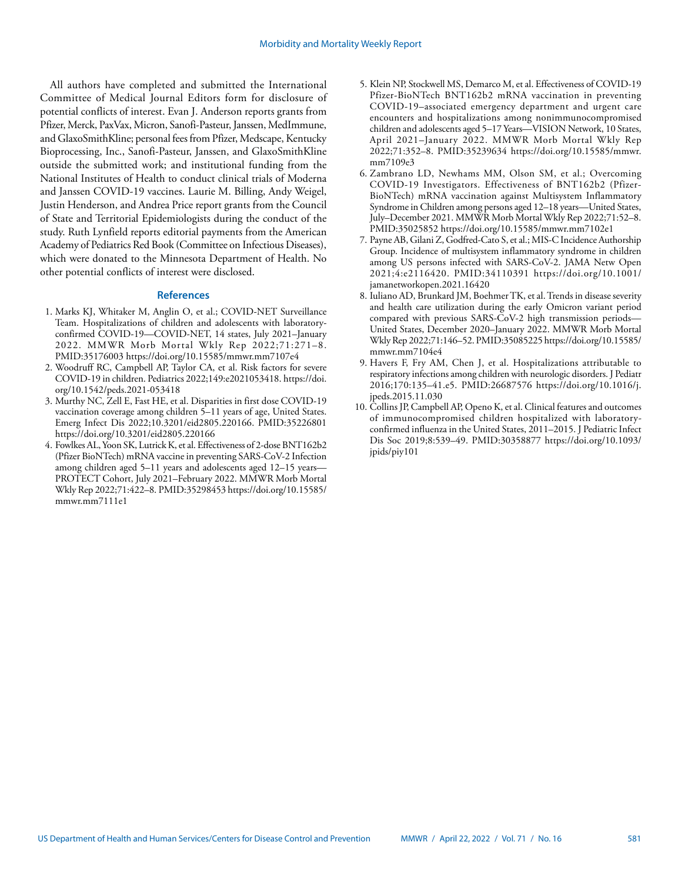All authors have completed and submitted the International Committee of Medical Journal Editors form for disclosure of potential conflicts of interest. Evan J. Anderson reports grants from Pfizer, Merck, PaxVax, Micron, Sanofi-Pasteur, Janssen, MedImmune, and GlaxoSmithKline; personal fees from Pfizer, Medscape, Kentucky Bioprocessing, Inc., Sanofi-Pasteur, Janssen, and GlaxoSmithKline outside the submitted work; and institutional funding from the National Institutes of Health to conduct clinical trials of Moderna and Janssen COVID-19 vaccines. Laurie M. Billing, Andy Weigel, Justin Henderson, and Andrea Price report grants from the Council of State and Territorial Epidemiologists during the conduct of the study. Ruth Lynfield reports editorial payments from the American Academy of Pediatrics Red Book (Committee on Infectious Diseases), which were donated to the Minnesota Department of Health. No other potential conflicts of interest were disclosed.

## References

1. Marks KJ, Whitaker M, Anglin O, et al.; COVID-NET Surveillance Team. Hospitalizations of children and adolescents with laboratory-confirmed COVID-19—COVID-NET, 14 states, July 2021–January 2022. MMWR Morb Mortal Wkly Rep 2022;71:271–8. PMID:35176003 https://doi.org/10.15585/mmwr.mm7107e4
2. Woodruff RC, Campbell AP, Taylor CA, et al. Risk factors for severe COVID-19 in children. Pediatrics 2022;149:e2021053418. https://doi.org/10.1542/peds.2021-053418
3. Murthy NC, Zell E, Fast HE, et al. Disparities in first dose COVID-19 vaccination coverage among children 5–11 years of age, United States. Emerg Infect Dis 2022;10.3201/eid2805.220166. PMID:35226801 https://doi.org/10.3201/eid2805.220166
4. Fowlkes AL, Yoon SK, Lutrick K, et al. Effectiveness of 2-dose BNT162b2 (Pfizer BioNTech) mRNA vaccine in preventing SARS-CoV-2 Infection among children aged 5–11 years and adolescents aged 12–15 years—PROTECT Cohort, July 2021–February 2022. MMWR Morb Mortal Wkly Rep 2022;71:422–8. PMID:35298453 https://doi.org/10.15585/mmwr.mm7111e1
5. Klein NP, Stockwell MS, Demarco M, et al. Effectiveness of COVID-19 Pfizer-BioNTech BNT162b2 mRNA vaccination in preventing COVID-19–associated emergency department and urgent care encounters and hospitalizations among nonimmunocompromised children and adolescents aged 5–17 Years—VISION Network, 10 States, April 2021–January 2022. MMWR Morb Mortal Wkly Rep 2022;71:352–8. PMID:35239634 https://doi.org/10.15585/mmwr.mm7109e3
6. Zambrano LD, Newhams MM, Olson SM, et al.; Overcoming COVID-19 Investigators. Effectiveness of BNT162b2 (Pfizer-BioNTech) mRNA vaccination against Multisystem Inflammatory Syndrome in Children among persons aged 12–18 years—United States, July–December 2021. MMWR Morb Mortal Wkly Rep 2022;71:52–8. PMID:35025852 https://doi.org/10.15585/mmwr.mm7102e1
7. Payne AB, Gilani Z, Godfred-Cato S, et al.; MIS-C Incidence Authorship Group. Incidence of multisystem inflammatory syndrome in children among US persons infected with SARS-CoV-2. JAMA Netw Open 2021;4:e2116420. PMID:34110391 https://doi.org/10.1001/jamanetworkopen.2021.16420
8. Iuliano AD, Brunkard JM, Boehmer TK, et al. Trends in disease severity and health care utilization during the early Omicron variant period compared with previous SARS-CoV-2 high transmission periods—United States, December 2020–January 2022. MMWR Morb Mortal Wkly Rep 2022;71:146–52. PMID:35085225 https://doi.org/10.15585/mmwr.mm7104e4
9. Havers F, Fry AM, Chen J, et al. Hospitalizations attributable to respiratory infections among children with neurologic disorders. J Pediatr 2016;170:135–41.e5. PMID:26687576 https://doi.org/10.1016/j.jpeds.2015.11.030
10. Collins JP, Campbell AP, Openo K, et al. Clinical features and outcomes of immunocompromised children hospitalized with laboratory-confirmed influenza in the United States, 2011–2015. J Pediatric Infect Dis Soc 2019;8:539–49. PMID:30358877 https://doi.org/10.1093/jpids/piy101